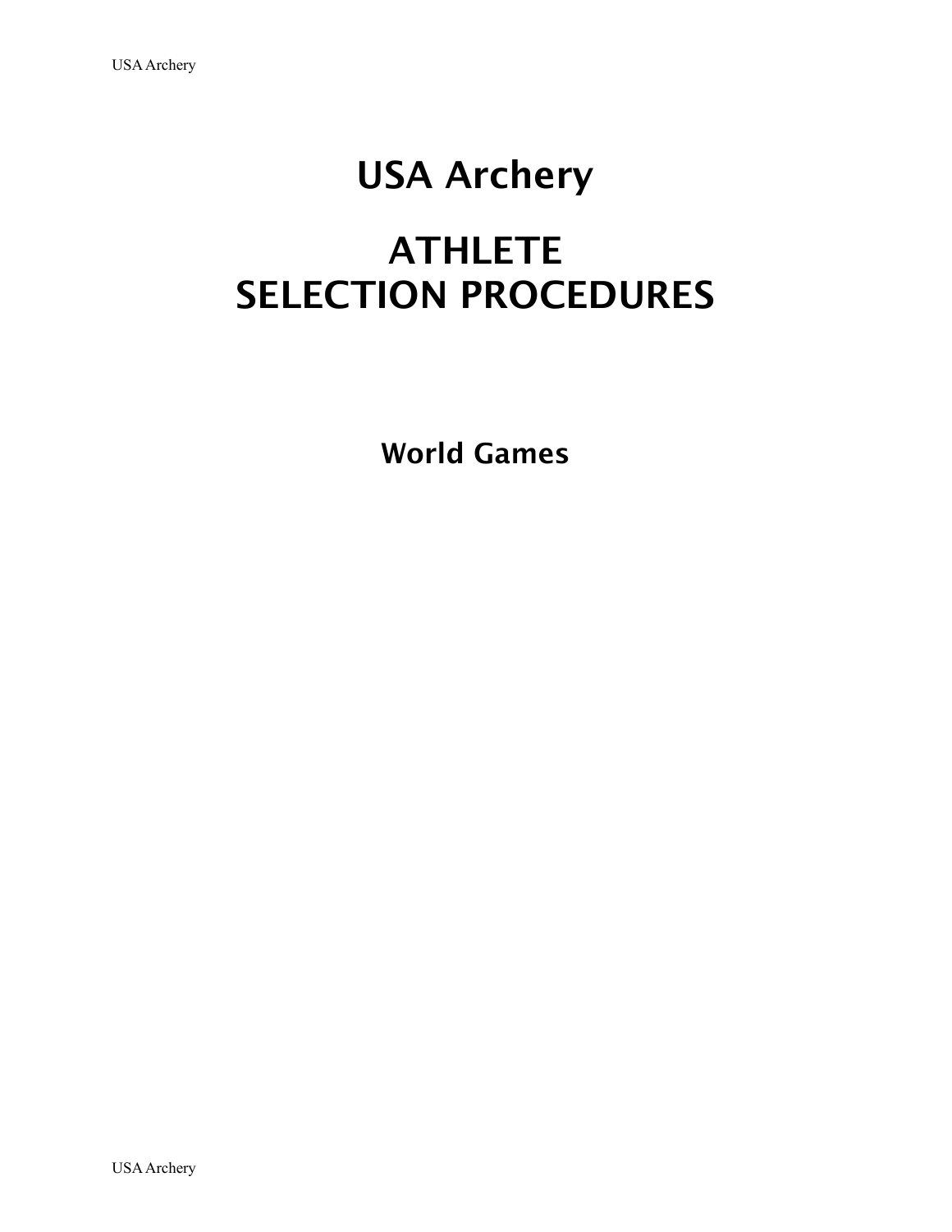# USA Archery

# ATHLETE SELECTION PROCEDURES

## World Games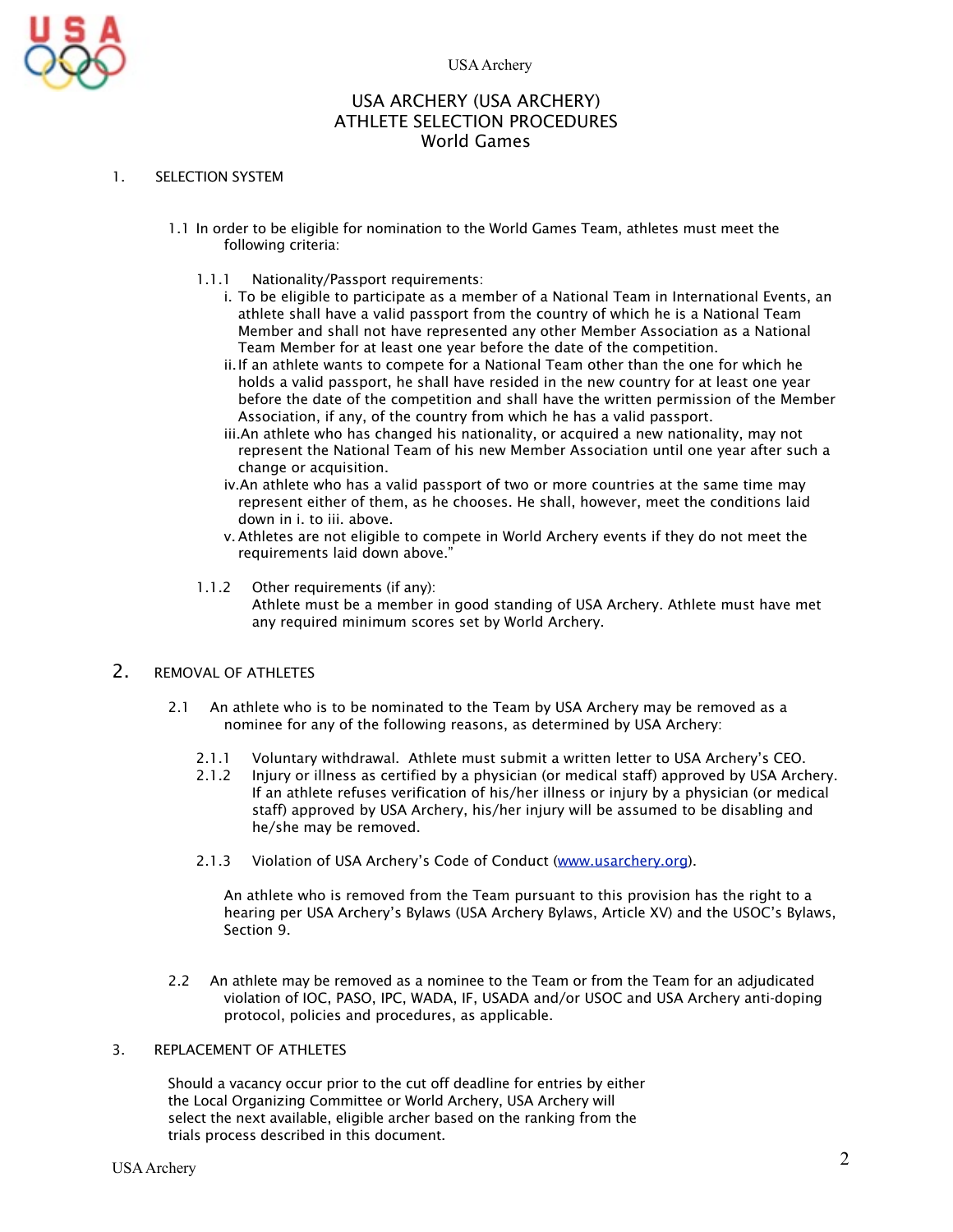# USA ARCHERY (USA ARCHERY)
# ATHLETE SELECTION PROCEDURES
# World Games

## 1. SELECTION SYSTEM

1.1 In order to be eligible for nomination to the World Games Team, athletes must meet the following criteria:

1.1.1 Nationality/Passport requirements:

i. To be eligible to participate as a member of a National Team in International Events, an athlete shall have a valid passport from the country of which he is a National Team Member and shall not have represented any other Member Association as a National Team Member for at least one year before the date of the competition.

ii. If an athlete wants to compete for a National Team other than the one for which he holds a valid passport, he shall have resided in the new country for at least one year before the date of the competition and shall have the written permission of the Member Association, if any, of the country from which he has a valid passport.

iii. An athlete who has changed his nationality, or acquired a new nationality, may not represent the National Team of his new Member Association until one year after such a change or acquisition.

iv. An athlete who has a valid passport of two or more countries at the same time may represent either of them, as he chooses. He shall, however, meet the conditions laid down in i. to iii. above.

v. Athletes are not eligible to compete in World Archery events if they do not meet the requirements laid down above."

1.1.2 Other requirements (if any):
Athlete must be a member in good standing of USA Archery. Athlete must have met any required minimum scores set by World Archery.

## 2. REMOVAL OF ATHLETES

2.1 An athlete who is to be nominated to the Team by USA Archery may be removed as a nominee for any of the following reasons, as determined by USA Archery:

2.1.1 Voluntary withdrawal. Athlete must submit a written letter to USA Archery's CEO.

2.1.2 Injury or illness as certified by a physician (or medical staff) approved by USA Archery. If an athlete refuses verification of his/her illness or injury by a physician (or medical staff) approved by USA Archery, his/her injury will be assumed to be disabling and he/she may be removed.

2.1.3 Violation of USA Archery's Code of Conduct (www.usarchery.org).

An athlete who is removed from the Team pursuant to this provision has the right to a hearing per USA Archery's Bylaws (USA Archery Bylaws, Article XV) and the USOC's Bylaws, Section 9.

2.2 An athlete may be removed as a nominee to the Team or from the Team for an adjudicated violation of IOC, PASO, IPC, WADA, IF, USADA and/or USOC and USA Archery anti-doping protocol, policies and procedures, as applicable.

## 3. REPLACEMENT OF ATHLETES

Should a vacancy occur prior to the cut off deadline for entries by either the Local Organizing Committee or World Archery, USA Archery will select the next available, eligible archer based on the ranking from the trials process described in this document.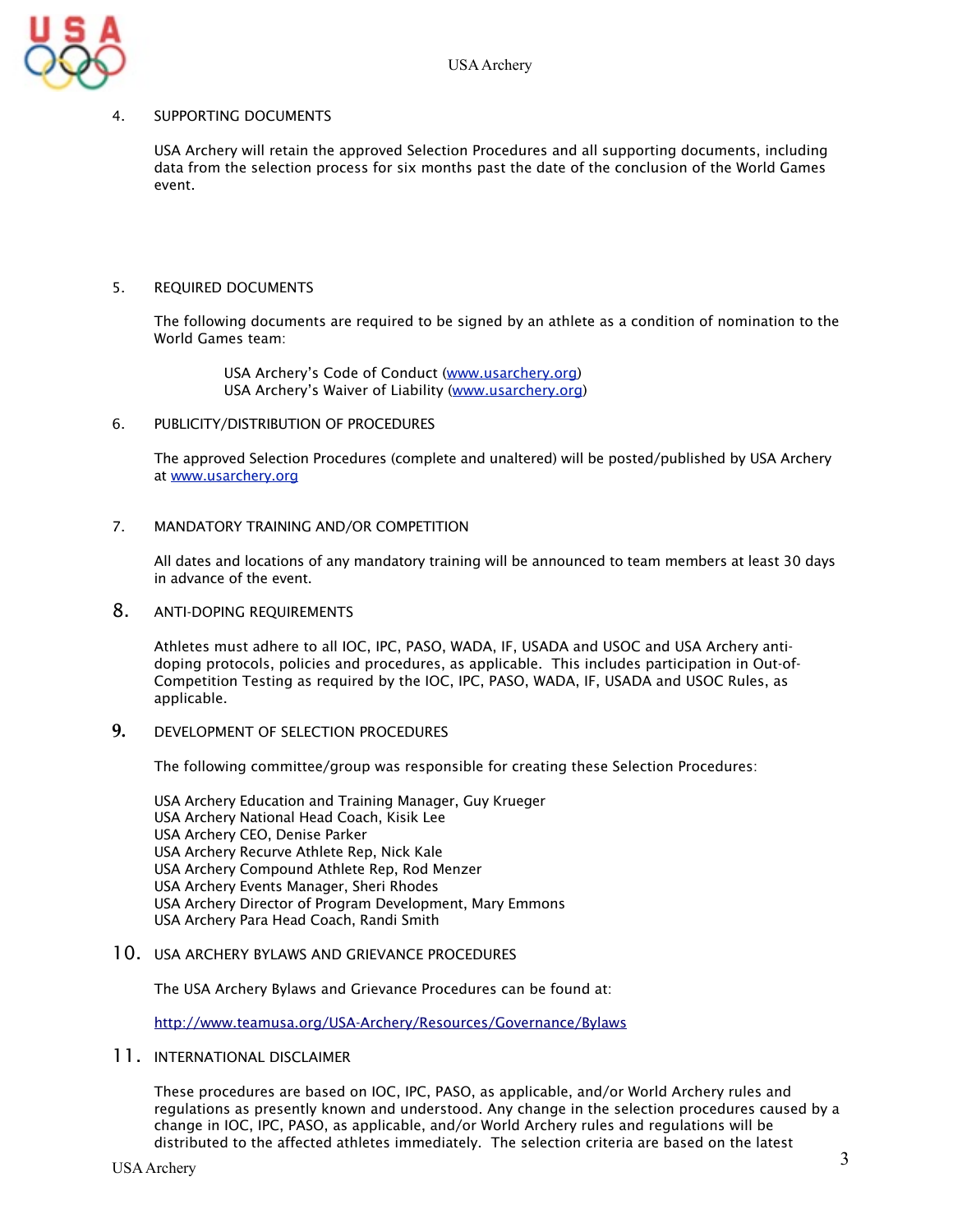4. SUPPORTING DOCUMENTS

USA Archery will retain the approved Selection Procedures and all supporting documents, including data from the selection process for six months past the date of the conclusion of the World Games event.

5. REQUIRED DOCUMENTS

The following documents are required to be signed by an athlete as a condition of nomination to the World Games team:

USA Archery's Code of Conduct (www.usarchery.org)
USA Archery's Waiver of Liability (www.usarchery.org)

6. PUBLICITY/DISTRIBUTION OF PROCEDURES

The approved Selection Procedures (complete and unaltered) will be posted/published by USA Archery at www.usarchery.org

7. MANDATORY TRAINING AND/OR COMPETITION

All dates and locations of any mandatory training will be announced to team members at least 30 days in advance of the event.

8. ANTI-DOPING REQUIREMENTS

Athletes must adhere to all IOC, IPC, PASO, WADA, IF, USADA and USOC and USA Archery anti-doping protocols, policies and procedures, as applicable. This includes participation in Out-of-Competition Testing as required by the IOC, IPC, PASO, WADA, IF, USADA and USOC Rules, as applicable.

9. DEVELOPMENT OF SELECTION PROCEDURES

The following committee/group was responsible for creating these Selection Procedures:

USA Archery Education and Training Manager, Guy Krueger
USA Archery National Head Coach, Kisik Lee
USA Archery CEO, Denise Parker
USA Archery Recurve Athlete Rep, Nick Kale
USA Archery Compound Athlete Rep, Rod Menzer
USA Archery Events Manager, Sheri Rhodes
USA Archery Director of Program Development, Mary Emmons
USA Archery Para Head Coach, Randi Smith

10. USA ARCHERY BYLAWS AND GRIEVANCE PROCEDURES

The USA Archery Bylaws and Grievance Procedures can be found at:

http://www.teamusa.org/USA-Archery/Resources/Governance/Bylaws

11. INTERNATIONAL DISCLAIMER

These procedures are based on IOC, IPC, PASO, as applicable, and/or World Archery rules and regulations as presently known and understood. Any change in the selection procedures caused by a change in IOC, IPC, PASO, as applicable, and/or World Archery rules and regulations will be distributed to the affected athletes immediately. The selection criteria are based on the latest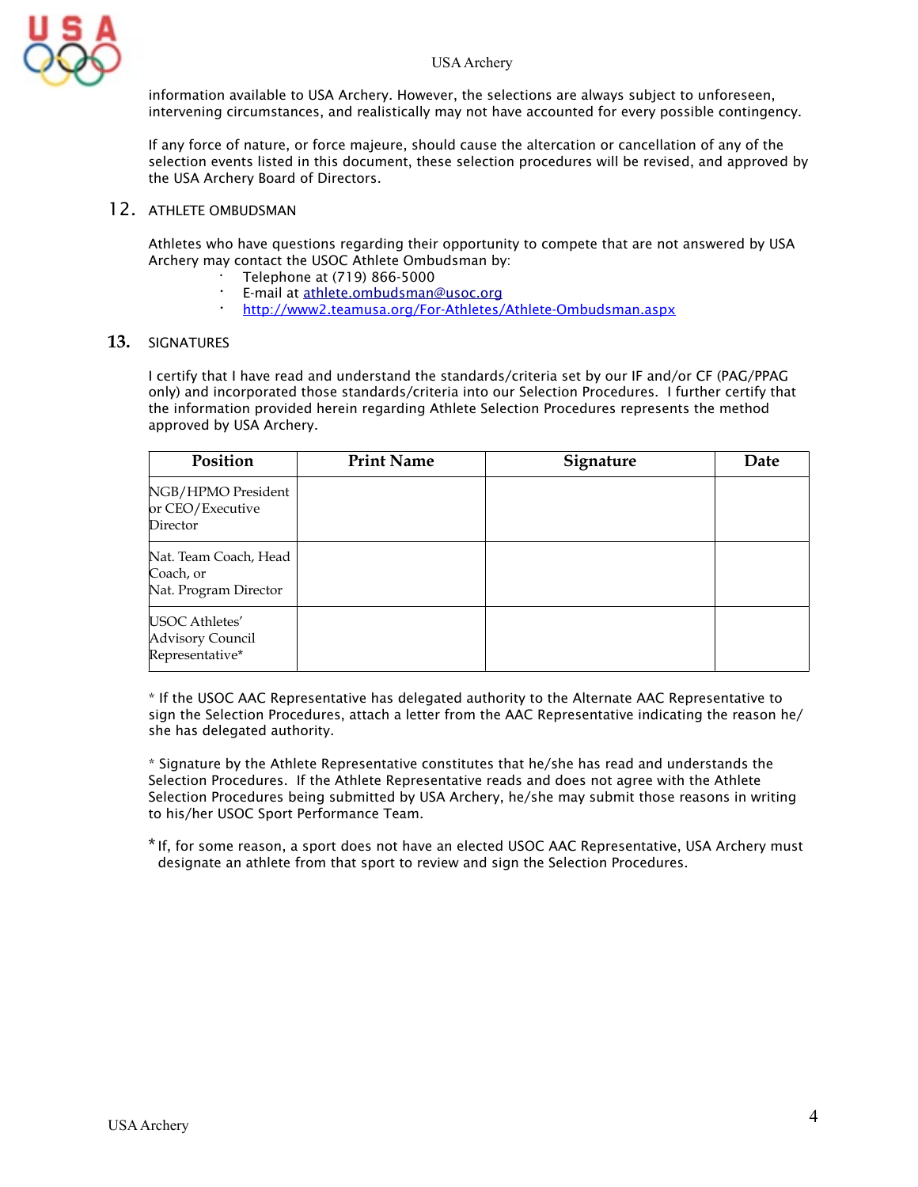information available to USA Archery. However, the selections are always subject to unforeseen, intervening circumstances, and realistically may not have accounted for every possible contingency.

If any force of nature, or force majeure, should cause the altercation or cancellation of any of the selection events listed in this document, these selection procedures will be revised, and approved by the USA Archery Board of Directors.

## 12. ATHLETE OMBUDSMAN

Athletes who have questions regarding their opportunity to compete that are not answered by USA Archery may contact the USOC Athlete Ombudsman by:

- Telephone at (719) 866-5000
- E-mail at athlete.ombudsman@usoc.org
- http://www2.teamusa.org/For-Athletes/Athlete-Ombudsman.aspx

## 13. SIGNATURES

I certify that I have read and understand the standards/criteria set by our IF and/or CF (PAG/PPAG only) and incorporated those standards/criteria into our Selection Procedures. I further certify that the information provided herein regarding Athlete Selection Procedures represents the method approved by USA Archery.

| Position | Print Name | Signature | Date |
|---|---|---|---|
| NGB/HPMO President or CEO/Executive Director | | | |
| Nat. Team Coach, Head Coach, or Nat. Program Director | | | |
| USOC Athletes' Advisory Council Representative* | | | |

* If the USOC AAC Representative has delegated authority to the Alternate AAC Representative to sign the Selection Procedures, attach a letter from the AAC Representative indicating the reason he/she has delegated authority.

* Signature by the Athlete Representative constitutes that he/she has read and understands the Selection Procedures. If the Athlete Representative reads and does not agree with the Athlete Selection Procedures being submitted by USA Archery, he/she may submit those reasons in writing to his/her USOC Sport Performance Team.

* If, for some reason, a sport does not have an elected USOC AAC Representative, USA Archery must designate an athlete from that sport to review and sign the Selection Procedures.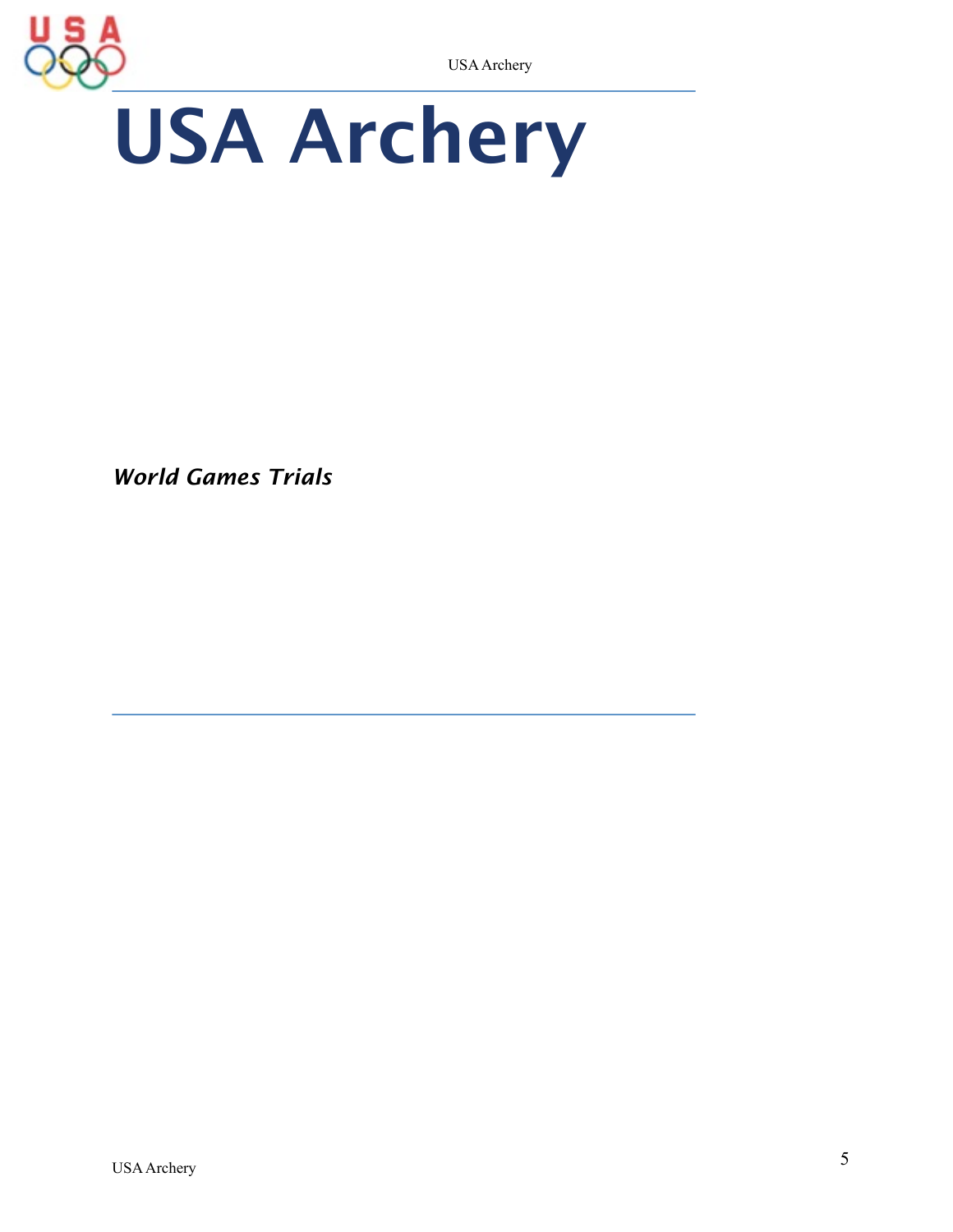# USA Archery

*World Games Trials*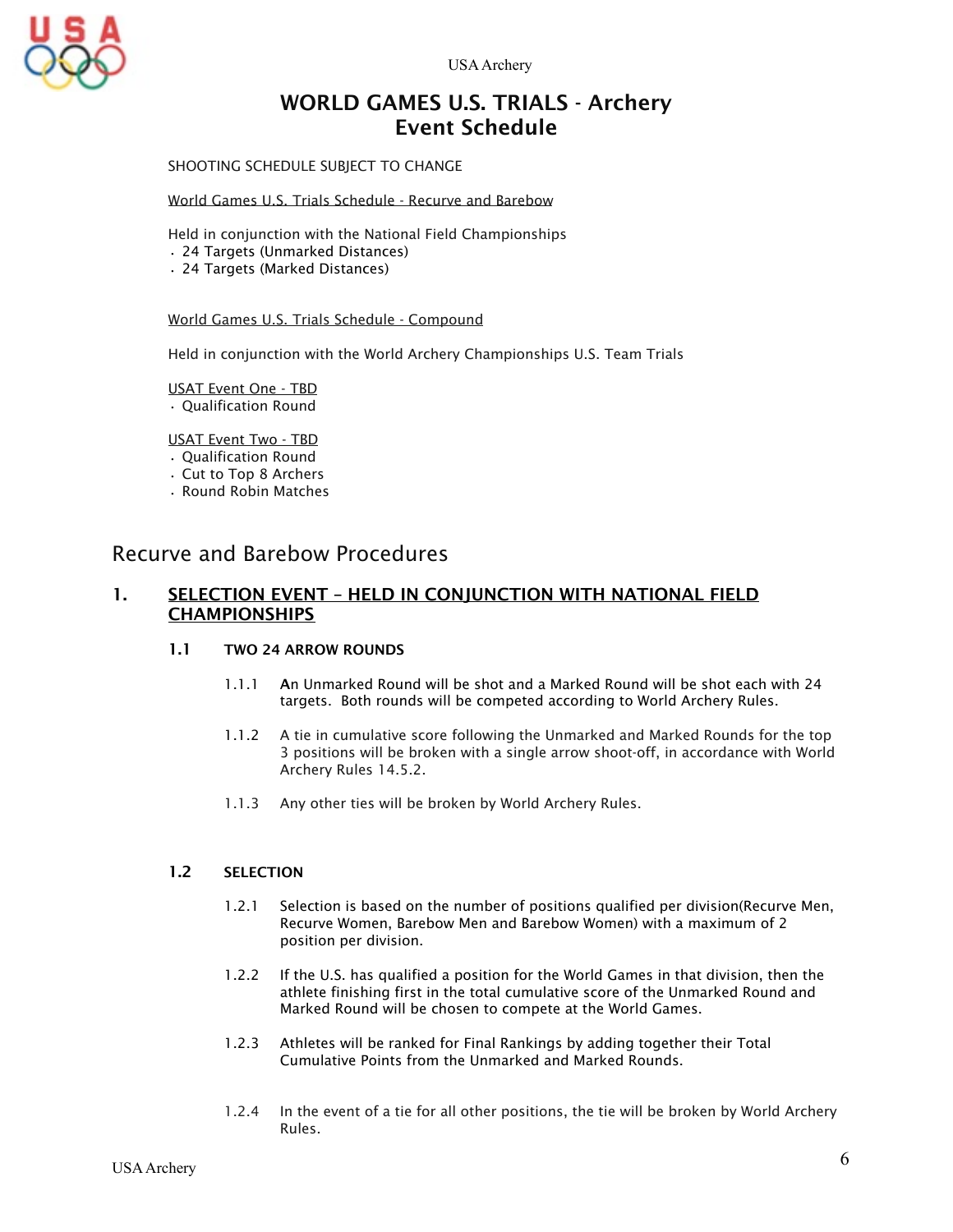# WORLD GAMES U.S. TRIALS - Archery
## Event Schedule

SHOOTING SCHEDULE SUBJECT TO CHANGE

World Games U.S. Trials Schedule - Recurve and Barebow

Held in conjunction with the National Field Championships

- 24 Targets (Unmarked Distances)
- 24 Targets (Marked Distances)

World Games U.S. Trials Schedule - Compound

Held in conjunction with the World Archery Championships U.S. Team Trials

USAT Event One - TBD

- Qualification Round

USAT Event Two - TBD

- Qualification Round
- Cut to Top 8 Archers
- Round Robin Matches

## Recurve and Barebow Procedures

### 1. SELECTION EVENT – HELD IN CONJUNCTION WITH NATIONAL FIELD CHAMPIONSHIPS

#### 1.1 TWO 24 ARROW ROUNDS

1.1.1 An Unmarked Round will be shot and a Marked Round will be shot each with 24 targets. Both rounds will be competed according to World Archery Rules.

1.1.2 A tie in cumulative score following the Unmarked and Marked Rounds for the top 3 positions will be broken with a single arrow shoot-off, in accordance with World Archery Rules 14.5.2.

1.1.3 Any other ties will be broken by World Archery Rules.

#### 1.2 SELECTION

1.2.1 Selection is based on the number of positions qualified per division(Recurve Men, Recurve Women, Barebow Men and Barebow Women) with a maximum of 2 position per division.

1.2.2 If the U.S. has qualified a position for the World Games in that division, then the athlete finishing first in the total cumulative score of the Unmarked Round and Marked Round will be chosen to compete at the World Games.

1.2.3 Athletes will be ranked for Final Rankings by adding together their Total Cumulative Points from the Unmarked and Marked Rounds.

1.2.4 In the event of a tie for all other positions, the tie will be broken by World Archery Rules.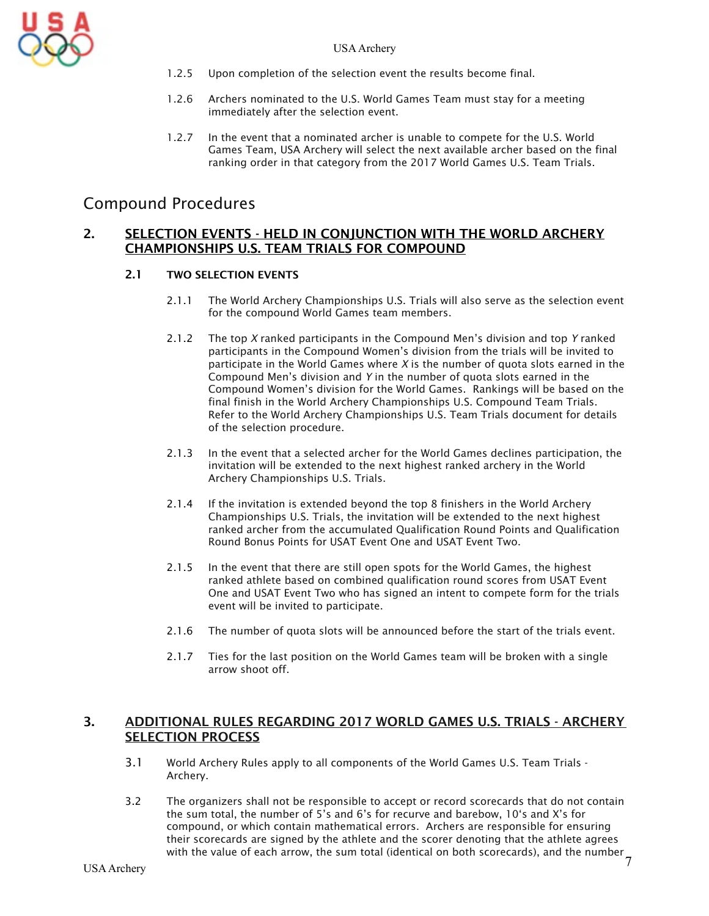1.2.5 Upon completion of the selection event the results become final.

1.2.6 Archers nominated to the U.S. World Games Team must stay for a meeting immediately after the selection event.

1.2.7 In the event that a nominated archer is unable to compete for the U.S. World Games Team, USA Archery will select the next available archer based on the final ranking order in that category from the 2017 World Games U.S. Team Trials.

# Compound Procedures

## 2. SELECTION EVENTS - HELD IN CONJUNCTION WITH THE WORLD ARCHERY CHAMPIONSHIPS U.S. TEAM TRIALS FOR COMPOUND

### 2.1 TWO SELECTION EVENTS

2.1.1 The World Archery Championships U.S. Trials will also serve as the selection event for the compound World Games team members.

2.1.2 The top *X* ranked participants in the Compound Men's division and top *Y* ranked participants in the Compound Women's division from the trials will be invited to participate in the World Games where *X* is the number of quota slots earned in the Compound Men's division and *Y* in the number of quota slots earned in the Compound Women's division for the World Games. Rankings will be based on the final finish in the World Archery Championships U.S. Compound Team Trials. Refer to the World Archery Championships U.S. Team Trials document for details of the selection procedure.

2.1.3 In the event that a selected archer for the World Games declines participation, the invitation will be extended to the next highest ranked archery in the World Archery Championships U.S. Trials.

2.1.4 If the invitation is extended beyond the top 8 finishers in the World Archery Championships U.S. Trials, the invitation will be extended to the next highest ranked archer from the accumulated Qualification Round Points and Qualification Round Bonus Points for USAT Event One and USAT Event Two.

2.1.5 In the event that there are still open spots for the World Games, the highest ranked athlete based on combined qualification round scores from USAT Event One and USAT Event Two who has signed an intent to compete form for the trials event will be invited to participate.

2.1.6 The number of quota slots will be announced before the start of the trials event.

2.1.7 Ties for the last position on the World Games team will be broken with a single arrow shoot off.

## 3. ADDITIONAL RULES REGARDING 2017 WORLD GAMES U.S. TRIALS - ARCHERY SELECTION PROCESS

3.1 World Archery Rules apply to all components of the World Games U.S. Team Trials - Archery.

3.2 The organizers shall not be responsible to accept or record scorecards that do not contain the sum total, the number of 5's and 6's for recurve and barebow, 10's and X's for compound, or which contain mathematical errors. Archers are responsible for ensuring their scorecards are signed by the athlete and the scorer denoting that the athlete agrees with the value of each arrow, the sum total (identical on both scorecards), and the number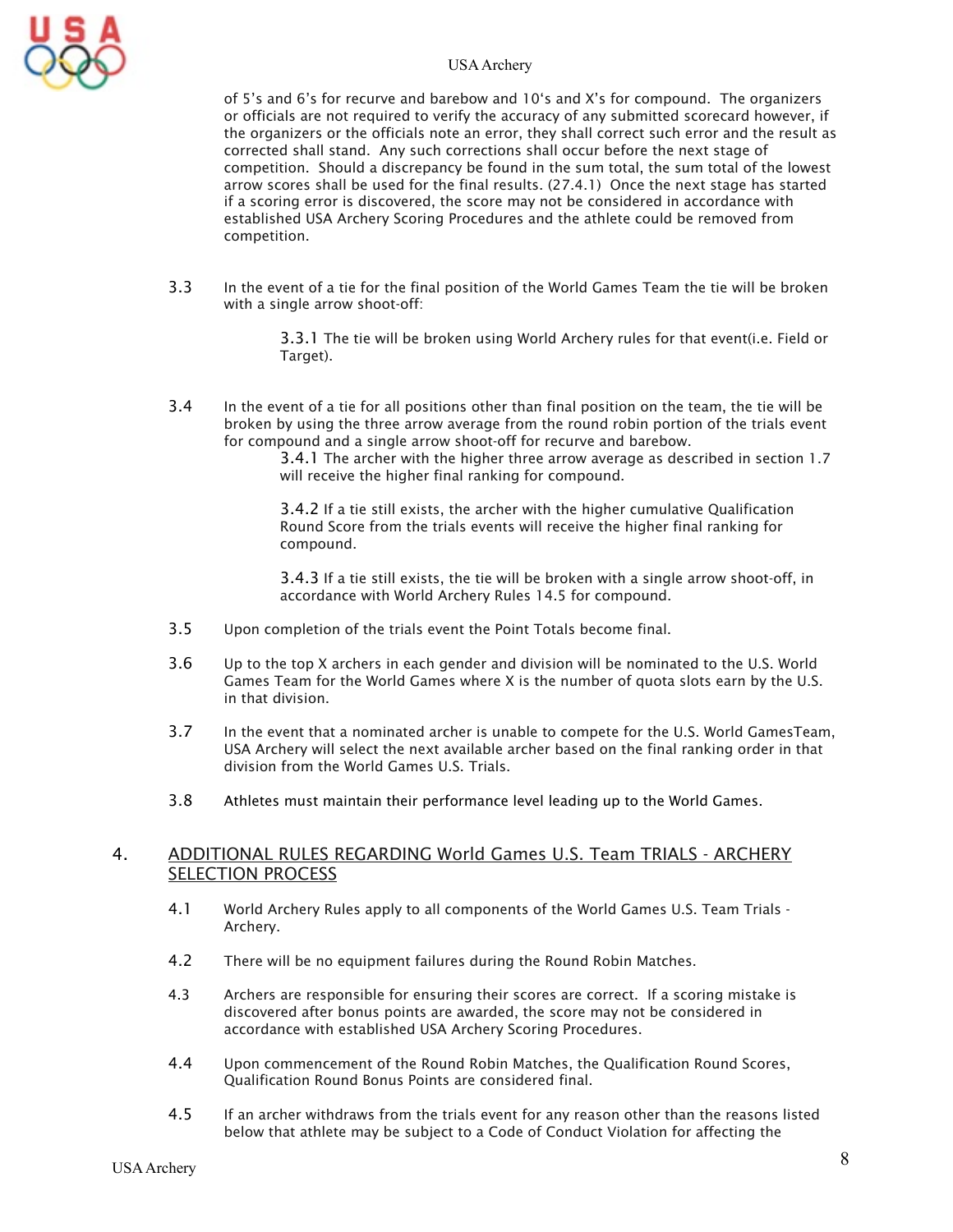of 5's and 6's for recurve and barebow and 10's and X's for compound. The organizers or officials are not required to verify the accuracy of any submitted scorecard however, if the organizers or the officials note an error, they shall correct such error and the result as corrected shall stand. Any such corrections shall occur before the next stage of competition. Should a discrepancy be found in the sum total, the sum total of the lowest arrow scores shall be used for the final results. (27.4.1) Once the next stage has started if a scoring error is discovered, the score may not be considered in accordance with established USA Archery Scoring Procedures and the athlete could be removed from competition.

3.3 In the event of a tie for the final position of the World Games Team the tie will be broken with a single arrow shoot-off:

> 3.3.1 The tie will be broken using World Archery rules for that event(i.e. Field or Target).

3.4 In the event of a tie for all positions other than final position on the team, the tie will be broken by using the three arrow average from the round robin portion of the trials event for compound and a single arrow shoot-off for recurve and barebow.

> 3.4.1 The archer with the higher three arrow average as described in section 1.7 will receive the higher final ranking for compound.
>
> 3.4.2 If a tie still exists, the archer with the higher cumulative Qualification Round Score from the trials events will receive the higher final ranking for compound.
>
> 3.4.3 If a tie still exists, the tie will be broken with a single arrow shoot-off, in accordance with World Archery Rules 14.5 for compound.

3.5 Upon completion of the trials event the Point Totals become final.

3.6 Up to the top X archers in each gender and division will be nominated to the U.S. World Games Team for the World Games where X is the number of quota slots earn by the U.S. in that division.

3.7 In the event that a nominated archer is unable to compete for the U.S. World GamesTeam, USA Archery will select the next available archer based on the final ranking order in that division from the World Games U.S. Trials.

3.8 Athletes must maintain their performance level leading up to the World Games.

## 4. ADDITIONAL RULES REGARDING World Games U.S. Team TRIALS - ARCHERY SELECTION PROCESS

4.1 World Archery Rules apply to all components of the World Games U.S. Team Trials - Archery.

4.2 There will be no equipment failures during the Round Robin Matches.

4.3 Archers are responsible for ensuring their scores are correct. If a scoring mistake is discovered after bonus points are awarded, the score may not be considered in accordance with established USA Archery Scoring Procedures.

4.4 Upon commencement of the Round Robin Matches, the Qualification Round Scores, Qualification Round Bonus Points are considered final.

4.5 If an archer withdraws from the trials event for any reason other than the reasons listed below that athlete may be subject to a Code of Conduct Violation for affecting the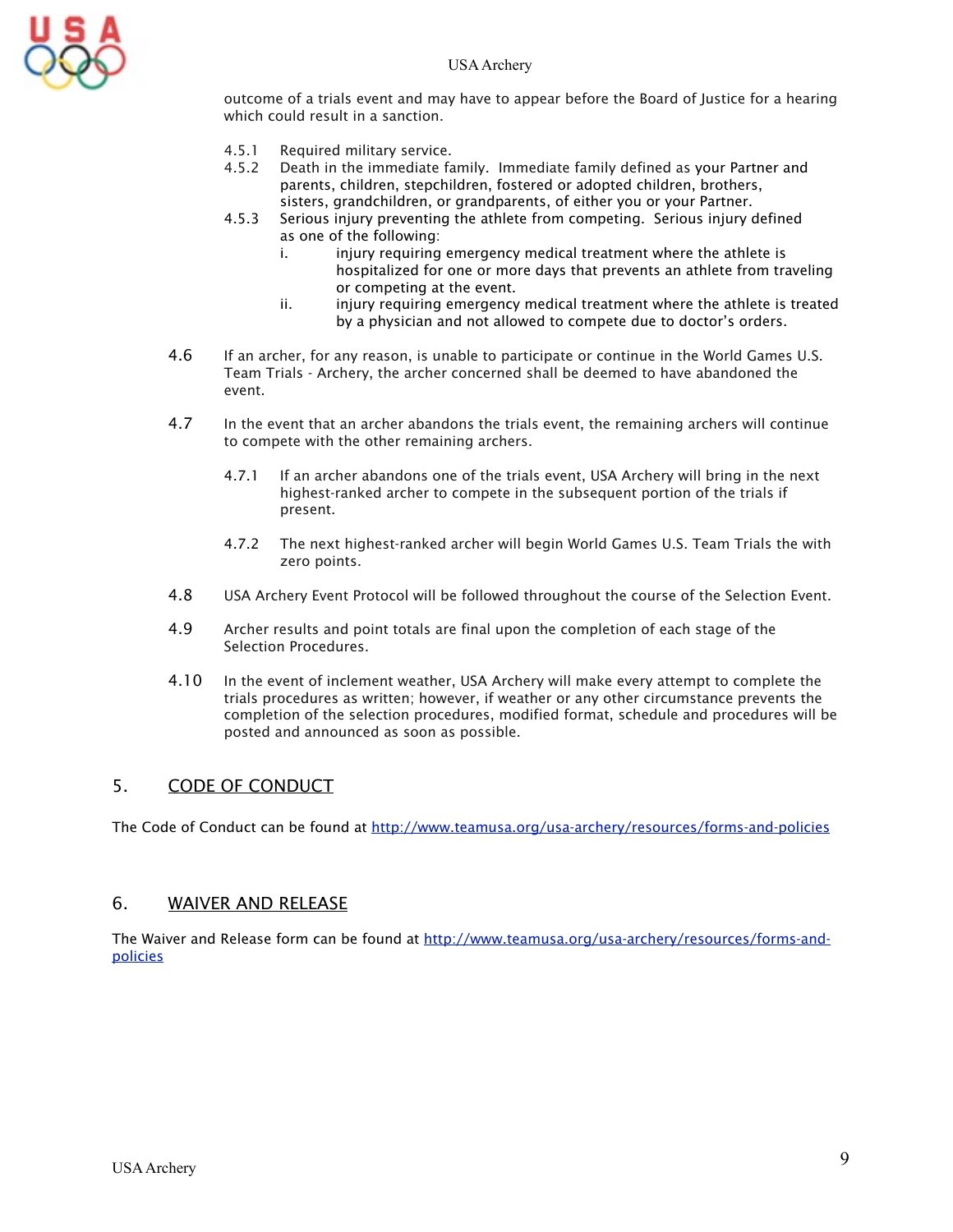outcome of a trials event and may have to appear before the Board of Justice for a hearing which could result in a sanction.

4.5.1 Required military service.

4.5.2 Death in the immediate family. Immediate family defined as your Partner and parents, children, stepchildren, fostered or adopted children, brothers, sisters, grandchildren, or grandparents, of either you or your Partner.

4.5.3 Serious injury preventing the athlete from competing. Serious injury defined as one of the following:

i. injury requiring emergency medical treatment where the athlete is hospitalized for one or more days that prevents an athlete from traveling or competing at the event.

ii. injury requiring emergency medical treatment where the athlete is treated by a physician and not allowed to compete due to doctor's orders.

4.6 If an archer, for any reason, is unable to participate or continue in the World Games U.S. Team Trials - Archery, the archer concerned shall be deemed to have abandoned the event.

4.7 In the event that an archer abandons the trials event, the remaining archers will continue to compete with the other remaining archers.

4.7.1 If an archer abandons one of the trials event, USA Archery will bring in the next highest-ranked archer to compete in the subsequent portion of the trials if present.

4.7.2 The next highest-ranked archer will begin World Games U.S. Team Trials the with zero points.

4.8 USA Archery Event Protocol will be followed throughout the course of the Selection Event.

4.9 Archer results and point totals are final upon the completion of each stage of the Selection Procedures.

4.10 In the event of inclement weather, USA Archery will make every attempt to complete the trials procedures as written; however, if weather or any other circumstance prevents the completion of the selection procedures, modified format, schedule and procedures will be posted and announced as soon as possible.

## 5. CODE OF CONDUCT

The Code of Conduct can be found at http://www.teamusa.org/usa-archery/resources/forms-and-policies

## 6. WAIVER AND RELEASE

The Waiver and Release form can be found at http://www.teamusa.org/usa-archery/resources/forms-and-policies